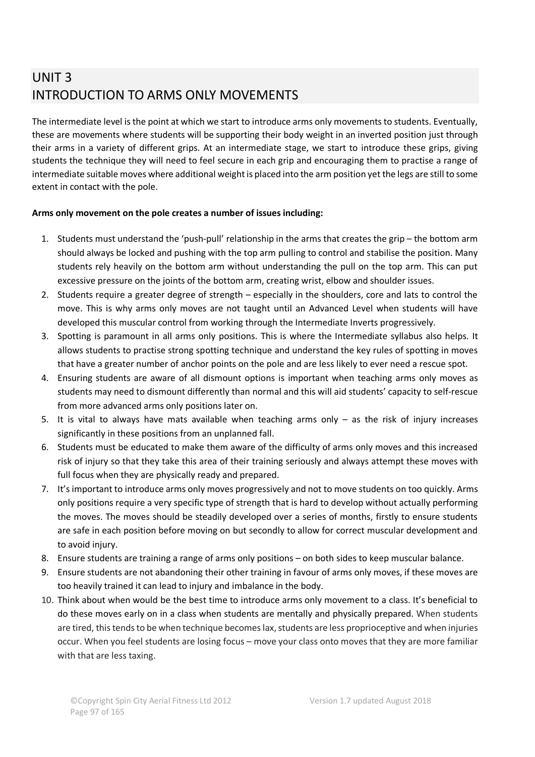# UNIT 3
# INTRODUCTION TO ARMS ONLY MOVEMENTS

The intermediate level is the point at which we start to introduce arms only movements to students. Eventually, these are movements where students will be supporting their body weight in an inverted position just through their arms in a variety of different grips. At an intermediate stage, we start to introduce these grips, giving students the technique they will need to feel secure in each grip and encouraging them to practise a range of intermediate suitable moves where additional weight is placed into the arm position yet the legs are still to some extent in contact with the pole.

**Arms only movement on the pole creates a number of issues including:**

1. Students must understand the 'push-pull' relationship in the arms that creates the grip – the bottom arm should always be locked and pushing with the top arm pulling to control and stabilise the position. Many students rely heavily on the bottom arm without understanding the pull on the top arm. This can put excessive pressure on the joints of the bottom arm, creating wrist, elbow and shoulder issues.
2. Students require a greater degree of strength – especially in the shoulders, core and lats to control the move. This is why arms only moves are not taught until an Advanced Level when students will have developed this muscular control from working through the Intermediate Inverts progressively.
3. Spotting is paramount in all arms only positions. This is where the Intermediate syllabus also helps. It allows students to practise strong spotting technique and understand the key rules of spotting in moves that have a greater number of anchor points on the pole and are less likely to ever need a rescue spot.
4. Ensuring students are aware of all dismount options is important when teaching arms only moves as students may need to dismount differently than normal and this will aid students' capacity to self-rescue from more advanced arms only positions later on.
5. It is vital to always have mats available when teaching arms only – as the risk of injury increases significantly in these positions from an unplanned fall.
6. Students must be educated to make them aware of the difficulty of arms only moves and this increased risk of injury so that they take this area of their training seriously and always attempt these moves with full focus when they are physically ready and prepared.
7. It's important to introduce arms only moves progressively and not to move students on too quickly. Arms only positions require a very specific type of strength that is hard to develop without actually performing the moves. The moves should be steadily developed over a series of months, firstly to ensure students are safe in each position before moving on but secondly to allow for correct muscular development and to avoid injury.
8. Ensure students are training a range of arms only positions – on both sides to keep muscular balance.
9. Ensure students are not abandoning their other training in favour of arms only moves, if these moves are too heavily trained it can lead to injury and imbalance in the body.
10. Think about when would be the best time to introduce arms only movement to a class. It's beneficial to do these moves early on in a class when students are mentally and physically prepared. When students are tired, this tends to be when technique becomes lax, students are less proprioceptive and when injuries occur. When you feel students are losing focus – move your class onto moves that they are more familiar with that are less taxing.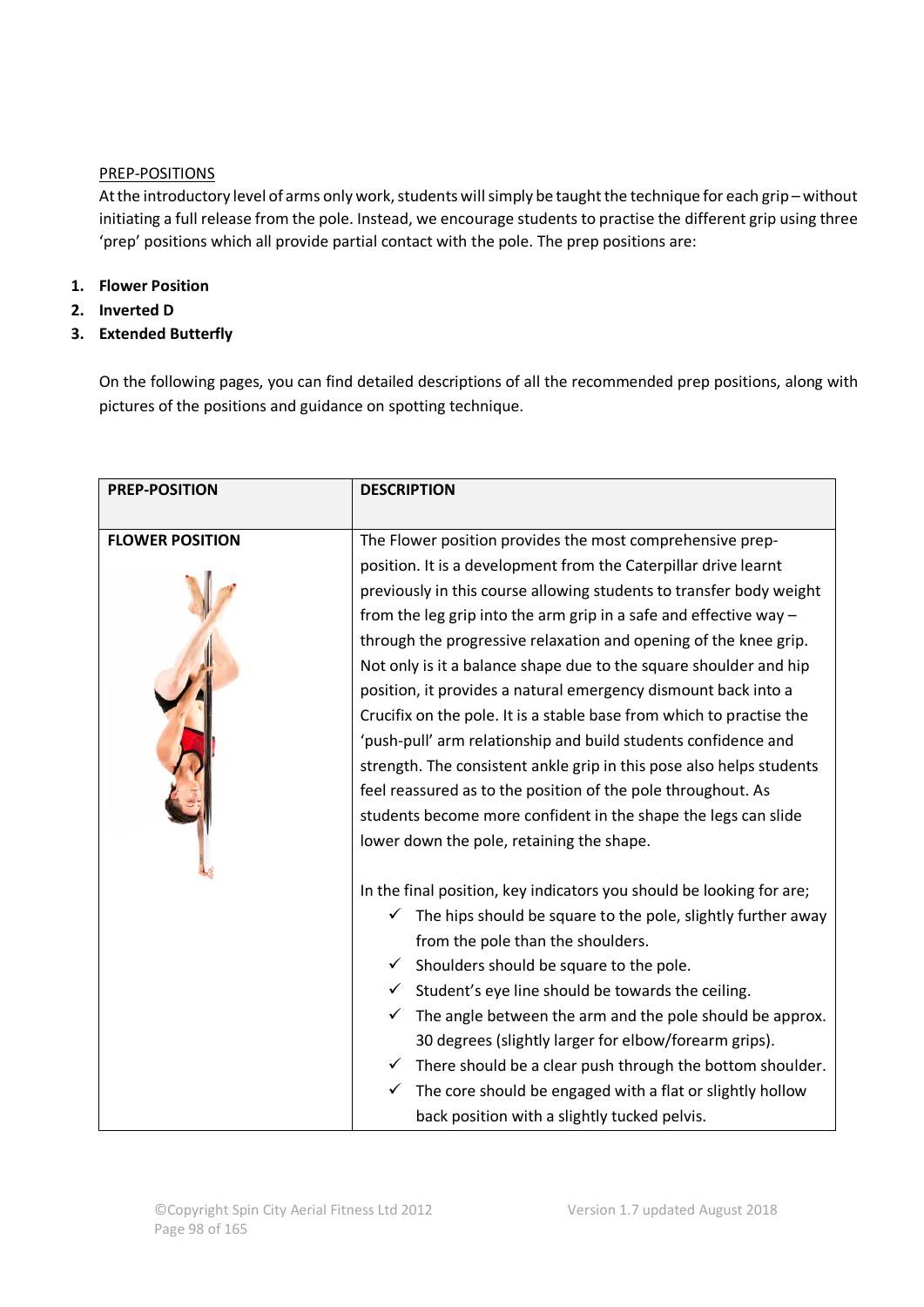PREP-POSITIONS

At the introductory level of arms only work, students will simply be taught the technique for each grip – without initiating a full release from the pole. Instead, we encourage students to practise the different grip using three 'prep' positions which all provide partial contact with the pole. The prep positions are:

1. **Flower Position**
2. **Inverted D**
3. **Extended Butterfly**

On the following pages, you can find detailed descriptions of all the recommended prep positions, along with pictures of the positions and guidance on spotting technique.

| PREP-POSITION | DESCRIPTION |
|---|---|
| **FLOWER POSITION** | The Flower position provides the most comprehensive prep-position. It is a development from the Caterpillar drive learnt previously in this course allowing students to transfer body weight from the leg grip into the arm grip in a safe and effective way – through the progressive relaxation and opening of the knee grip. Not only is it a balance shape due to the square shoulder and hip position, it provides a natural emergency dismount back into a Crucifix on the pole. It is a stable base from which to practise the 'push-pull' arm relationship and build students confidence and strength. The consistent ankle grip in this pose also helps students feel reassured as to the position of the pole throughout. As students become more confident in the shape the legs can slide lower down the pole, retaining the shape.<br><br>In the final position, key indicators you should be looking for are;<br>✓ The hips should be square to the pole, slightly further away from the pole than the shoulders.<br>✓ Shoulders should be square to the pole.<br>✓ Student's eye line should be towards the ceiling.<br>✓ The angle between the arm and the pole should be approx. 30 degrees (slightly larger for elbow/forearm grips).<br>✓ There should be a clear push through the bottom shoulder.<br>✓ The core should be engaged with a flat or slightly hollow back position with a slightly tucked pelvis. |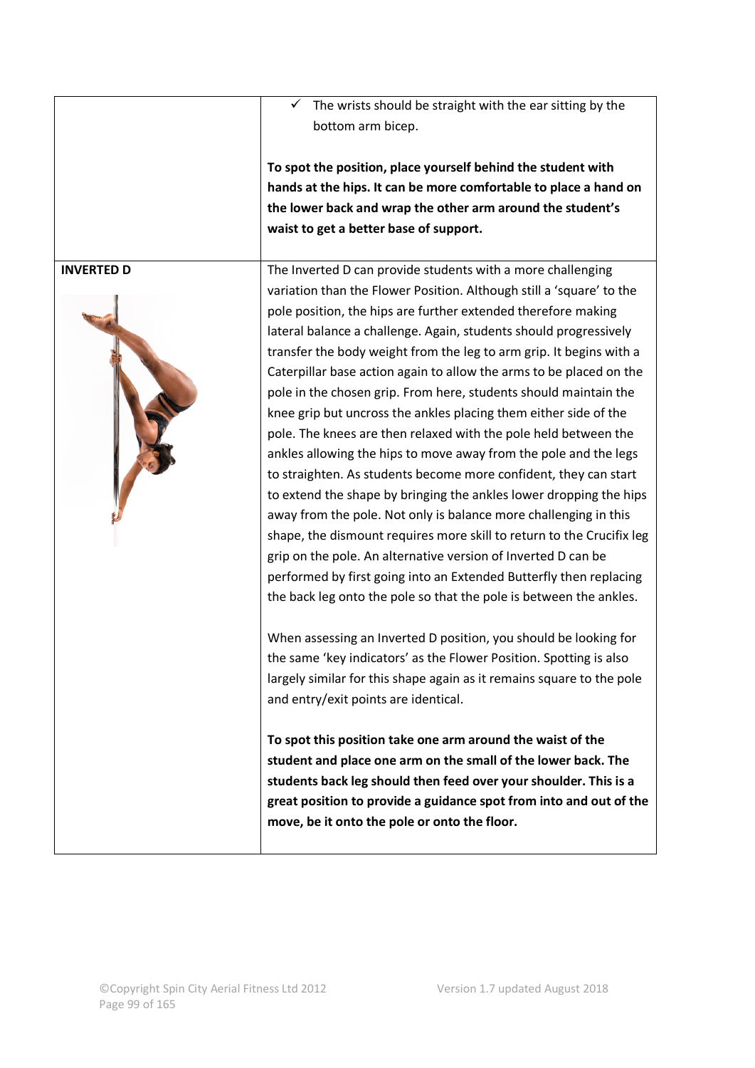| | |
|---|---|
| | ✓ The wrists should be straight with the ear sitting by the bottom arm bicep.<br><br>**To spot the position, place yourself behind the student with hands at the hips. It can be more comfortable to place a hand on the lower back and wrap the other arm around the student's waist to get a better base of support.** |
| **INVERTED D** | The Inverted D can provide students with a more challenging variation than the Flower Position. Although still a 'square' to the pole position, the hips are further extended therefore making lateral balance a challenge. Again, students should progressively transfer the body weight from the leg to arm grip. It begins with a Caterpillar base action again to allow the arms to be placed on the pole in the chosen grip. From here, students should maintain the knee grip but uncross the ankles placing them either side of the pole. The knees are then relaxed with the pole held between the ankles allowing the hips to move away from the pole and the legs to straighten. As students become more confident, they can start to extend the shape by bringing the ankles lower dropping the hips away from the pole. Not only is balance more challenging in this shape, the dismount requires more skill to return to the Crucifix leg grip on the pole. An alternative version of Inverted D can be performed by first going into an Extended Butterfly then replacing the back leg onto the pole so that the pole is between the ankles.<br><br>When assessing an Inverted D position, you should be looking for the same 'key indicators' as the Flower Position. Spotting is also largely similar for this shape again as it remains square to the pole and entry/exit points are identical.<br><br>**To spot this position take one arm around the waist of the student and place one arm on the small of the lower back. The students back leg should then feed over your shoulder. This is a great position to provide a guidance spot from into and out of the move, be it onto the pole or onto the floor.** |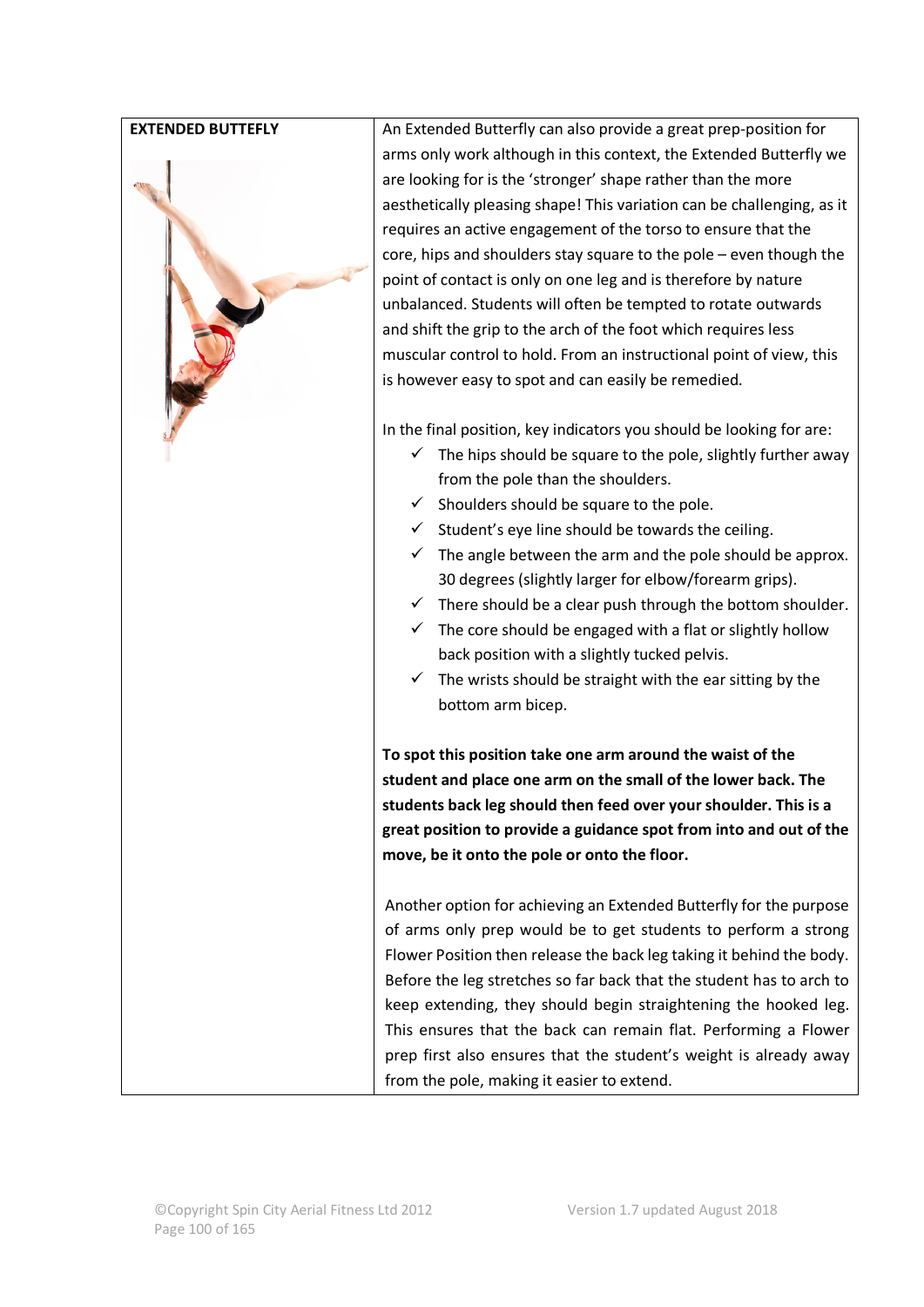**EXTENDED BUTTEFLY**

An Extended Butterfly can also provide a great prep-position for arms only work although in this context, the Extended Butterfly we are looking for is the 'stronger' shape rather than the more aesthetically pleasing shape! This variation can be challenging, as it requires an active engagement of the torso to ensure that the core, hips and shoulders stay square to the pole – even though the point of contact is only on one leg and is therefore by nature unbalanced. Students will often be tempted to rotate outwards and shift the grip to the arch of the foot which requires less muscular control to hold. From an instructional point of view, this is however easy to spot and can easily be remedied.

In the final position, key indicators you should be looking for are:

- ✓ The hips should be square to the pole, slightly further away from the pole than the shoulders.
- ✓ Shoulders should be square to the pole.
- ✓ Student's eye line should be towards the ceiling.
- ✓ The angle between the arm and the pole should be approx. 30 degrees (slightly larger for elbow/forearm grips).
- ✓ There should be a clear push through the bottom shoulder.
- ✓ The core should be engaged with a flat or slightly hollow back position with a slightly tucked pelvis.
- ✓ The wrists should be straight with the ear sitting by the bottom arm bicep.

**To spot this position take one arm around the waist of the student and place one arm on the small of the lower back. The students back leg should then feed over your shoulder. This is a great position to provide a guidance spot from into and out of the move, be it onto the pole or onto the floor.**

Another option for achieving an Extended Butterfly for the purpose of arms only prep would be to get students to perform a strong Flower Position then release the back leg taking it behind the body. Before the leg stretches so far back that the student has to arch to keep extending, they should begin straightening the hooked leg. This ensures that the back can remain flat. Performing a Flower prep first also ensures that the student's weight is already away from the pole, making it easier to extend.